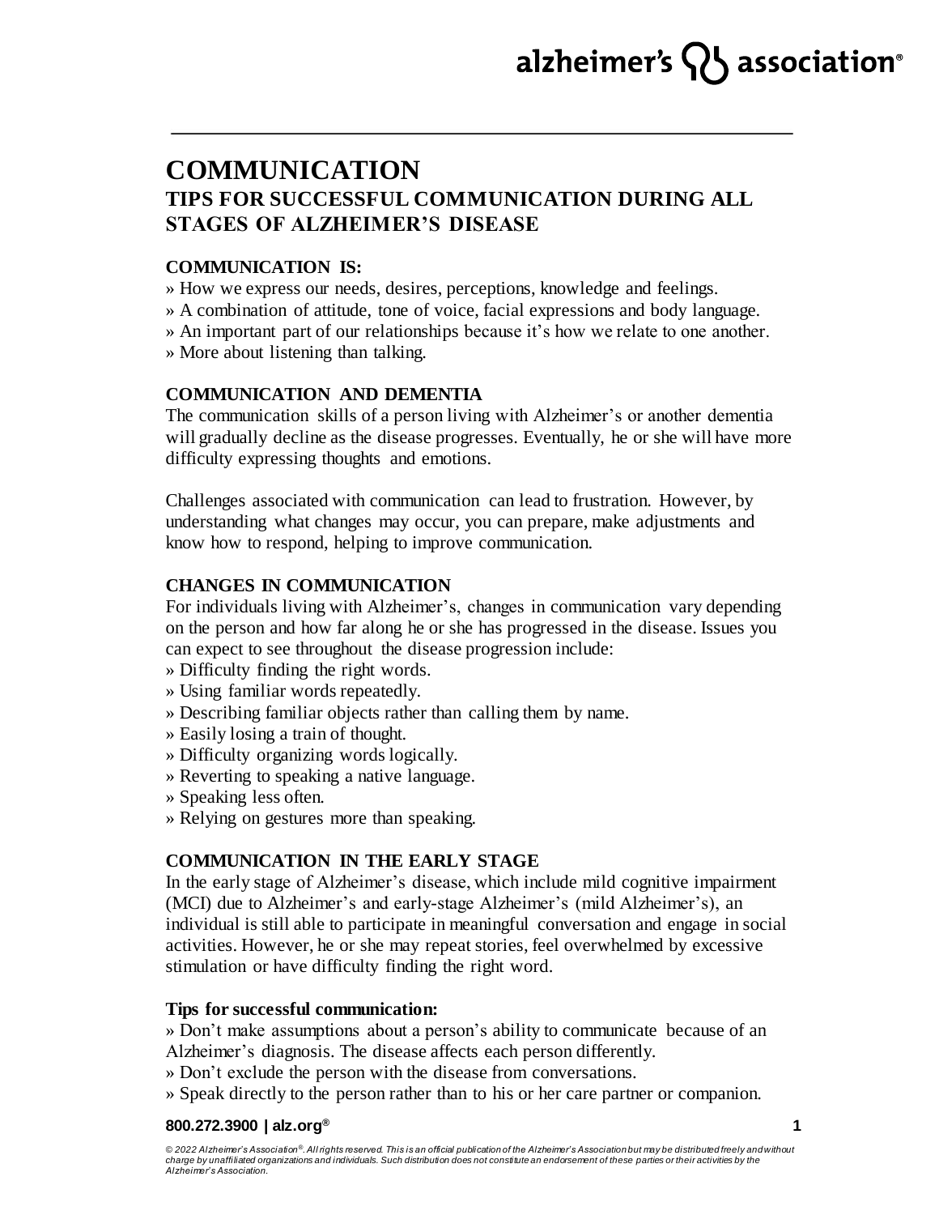# COMMUNICATION

## TIPS FOR SUCCESSFUL COMMUNICATION DURING ALL STAGES OF ALZHEIMER'S DISEASE

### COMMUNICATION IS:

» How we express our needs, desires, perceptions, knowledge and feelings.
» A combination of attitude, tone of voice, facial expressions and body language.
» An important part of our relationships because it's how we relate to one another.
» More about listening than talking.

### COMMUNICATION AND DEMENTIA

The communication skills of a person living with Alzheimer's or another dementia will gradually decline as the disease progresses. Eventually, he or she will have more difficulty expressing thoughts and emotions.

Challenges associated with communication can lead to frustration. However, by understanding what changes may occur, you can prepare, make adjustments and know how to respond, helping to improve communication.

### CHANGES IN COMMUNICATION

For individuals living with Alzheimer's, changes in communication vary depending on the person and how far along he or she has progressed in the disease. Issues you can expect to see throughout the disease progression include:

» Difficulty finding the right words.
» Using familiar words repeatedly.
» Describing familiar objects rather than calling them by name.
» Easily losing a train of thought.
» Difficulty organizing words logically.
» Reverting to speaking a native language.
» Speaking less often.
» Relying on gestures more than speaking.

### COMMUNICATION IN THE EARLY STAGE

In the early stage of Alzheimer's disease, which include mild cognitive impairment (MCI) due to Alzheimer's and early-stage Alzheimer's (mild Alzheimer's), an individual is still able to participate in meaningful conversation and engage in social activities. However, he or she may repeat stories, feel overwhelmed by excessive stimulation or have difficulty finding the right word.

**Tips for successful communication:**

» Don't make assumptions about a person's ability to communicate because of an Alzheimer's diagnosis. The disease affects each person differently.
» Don't exclude the person with the disease from conversations.
» Speak directly to the person rather than to his or her care partner or companion.

*© 2022 Alzheimer's Association®. All rights reserved. This is an official publication of the Alzheimer's Association but may be distributed freely and without charge by unaffiliated organizations and individuals. Such distribution does not constitute an endorsement of these parties or their activities by the Alzheimer's Association.*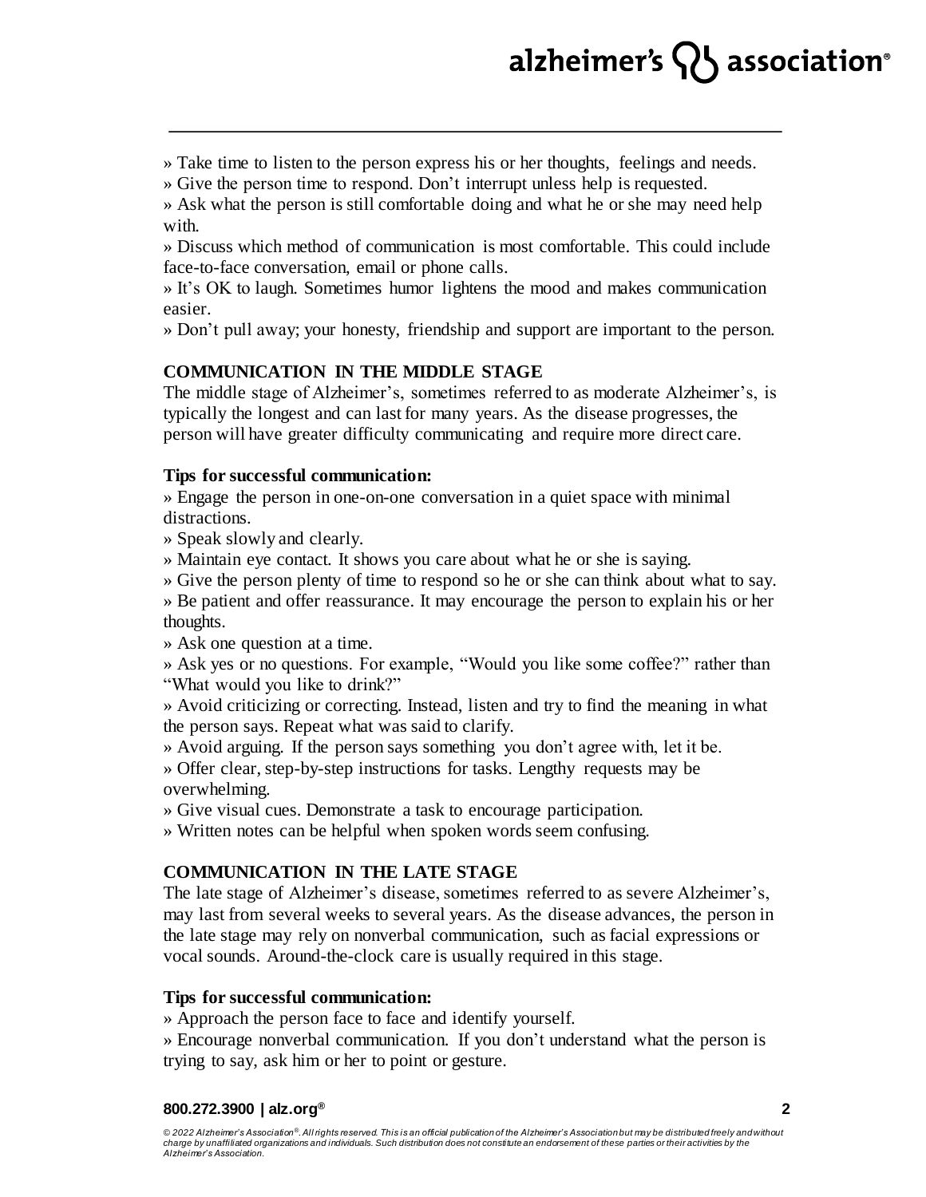» Take time to listen to the person express his or her thoughts, feelings and needs.
» Give the person time to respond. Don't interrupt unless help is requested.
» Ask what the person is still comfortable doing and what he or she may need help with.
» Discuss which method of communication is most comfortable. This could include face-to-face conversation, email or phone calls.
» It's OK to laugh. Sometimes humor lightens the mood and makes communication easier.
» Don't pull away; your honesty, friendship and support are important to the person.

## COMMUNICATION IN THE MIDDLE STAGE

The middle stage of Alzheimer's, sometimes referred to as moderate Alzheimer's, is typically the longest and can last for many years. As the disease progresses, the person will have greater difficulty communicating and require more direct care.

**Tips for successful communication:**

» Engage the person in one-on-one conversation in a quiet space with minimal distractions.
» Speak slowly and clearly.
» Maintain eye contact. It shows you care about what he or she is saying.
» Give the person plenty of time to respond so he or she can think about what to say.
» Be patient and offer reassurance. It may encourage the person to explain his or her thoughts.
» Ask one question at a time.
» Ask yes or no questions. For example, "Would you like some coffee?" rather than "What would you like to drink?"
» Avoid criticizing or correcting. Instead, listen and try to find the meaning in what the person says. Repeat what was said to clarify.
» Avoid arguing. If the person says something you don't agree with, let it be.
» Offer clear, step-by-step instructions for tasks. Lengthy requests may be overwhelming.
» Give visual cues. Demonstrate a task to encourage participation.
» Written notes can be helpful when spoken words seem confusing.

## COMMUNICATION IN THE LATE STAGE

The late stage of Alzheimer's disease, sometimes referred to as severe Alzheimer's, may last from several weeks to several years. As the disease advances, the person in the late stage may rely on nonverbal communication, such as facial expressions or vocal sounds. Around-the-clock care is usually required in this stage.

**Tips for successful communication:**

» Approach the person face to face and identify yourself.
» Encourage nonverbal communication. If you don't understand what the person is trying to say, ask him or her to point or gesture.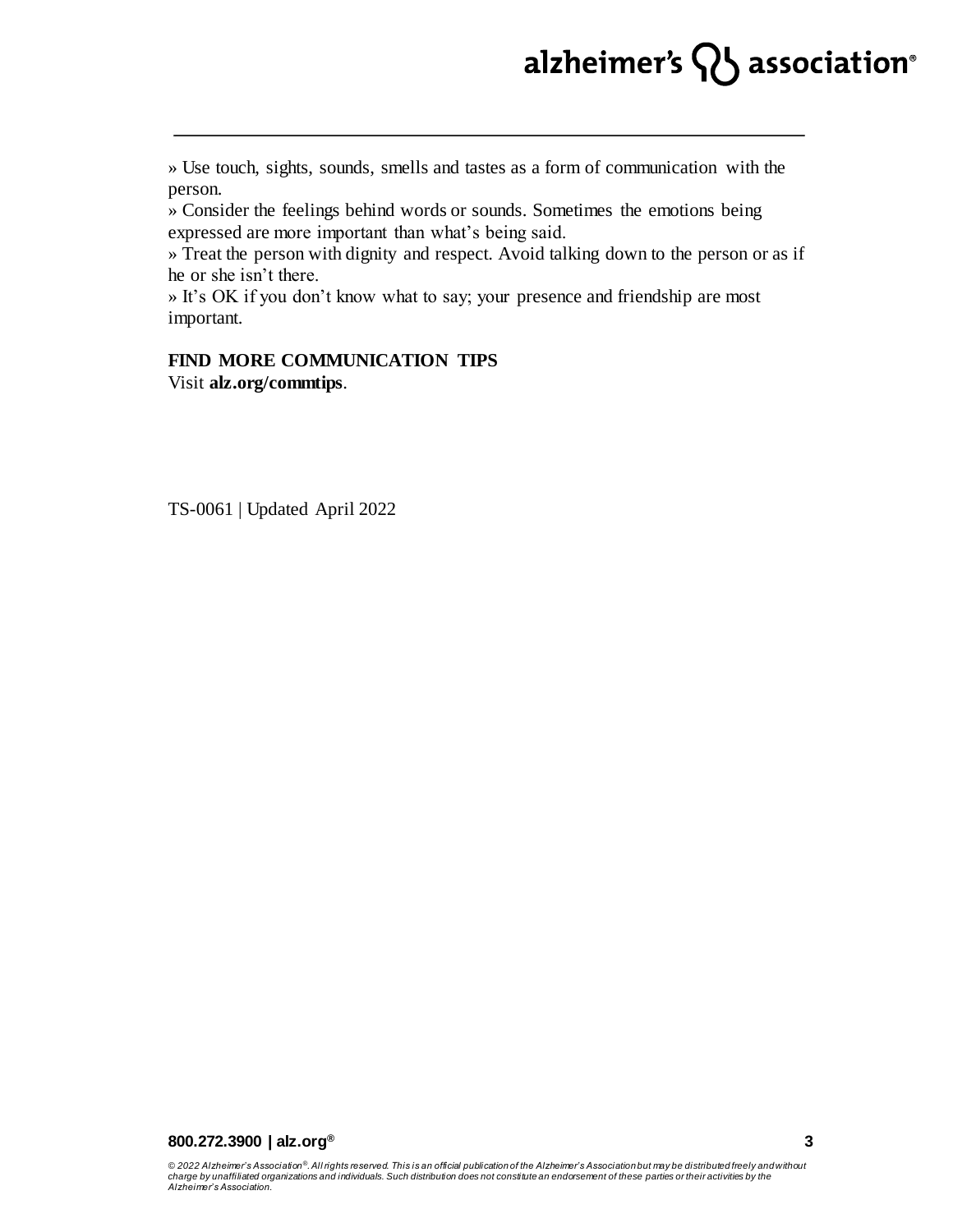» Use touch, sights, sounds, smells and tastes as a form of communication with the person.

» Consider the feelings behind words or sounds. Sometimes the emotions being expressed are more important than what's being said.

» Treat the person with dignity and respect. Avoid talking down to the person or as if he or she isn't there.

» It's OK if you don't know what to say; your presence and friendship are most important.

**FIND MORE COMMUNICATION TIPS**
Visit **alz.org/commtips**.

TS-0061 | Updated April 2022

© 2022 Alzheimer's Association®. All rights reserved. This is an official publication of the Alzheimer's Association but may be distributed freely and without charge by unaffiliated organizations and individuals. Such distribution does not constitute an endorsement of these parties or their activities by the Alzheimer's Association.